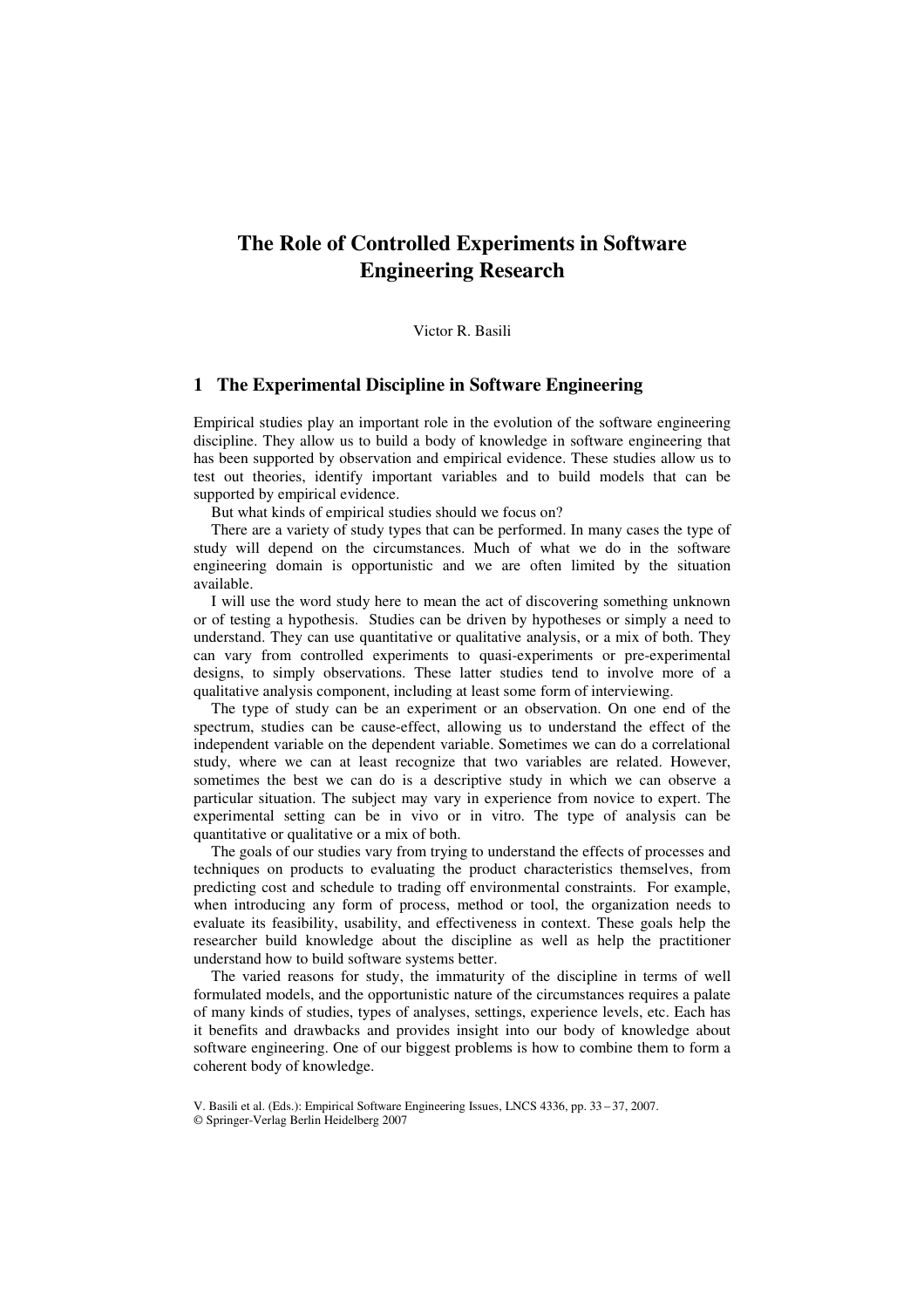# The Role of Controlled Experiments in Software Engineering Research

Victor R. Basili

## 1 The Experimental Discipline in Software Engineering

Empirical studies play an important role in the evolution of the software engineering discipline. They allow us to build a body of knowledge in software engineering that has been supported by observation and empirical evidence. These studies allow us to test out theories, identify important variables and to build models that can be supported by empirical evidence.

But what kinds of empirical studies should we focus on?

There are a variety of study types that can be performed. In many cases the type of study will depend on the circumstances. Much of what we do in the software engineering domain is opportunistic and we are often limited by the situation available.

I will use the word study here to mean the act of discovering something unknown or of testing a hypothesis. Studies can be driven by hypotheses or simply a need to understand. They can use quantitative or qualitative analysis, or a mix of both. They can vary from controlled experiments to quasi-experiments or pre-experimental designs, to simply observations. These latter studies tend to involve more of a qualitative analysis component, including at least some form of interviewing.

The type of study can be an experiment or an observation. On one end of the spectrum, studies can be cause-effect, allowing us to understand the effect of the independent variable on the dependent variable. Sometimes we can do a correlational study, where we can at least recognize that two variables are related. However, sometimes the best we can do is a descriptive study in which we can observe a particular situation. The subject may vary in experience from novice to expert. The experimental setting can be in vivo or in vitro. The type of analysis can be quantitative or qualitative or a mix of both.

The goals of our studies vary from trying to understand the effects of processes and techniques on products to evaluating the product characteristics themselves, from predicting cost and schedule to trading off environmental constraints. For example, when introducing any form of process, method or tool, the organization needs to evaluate its feasibility, usability, and effectiveness in context. These goals help the researcher build knowledge about the discipline as well as help the practitioner understand how to build software systems better.

The varied reasons for study, the immaturity of the discipline in terms of well formulated models, and the opportunistic nature of the circumstances requires a palate of many kinds of studies, types of analyses, settings, experience levels, etc. Each has it benefits and drawbacks and provides insight into our body of knowledge about software engineering. One of our biggest problems is how to combine them to form a coherent body of knowledge.

V. Basili et al. (Eds.): Empirical Software Engineering Issues, LNCS 4336, pp. 33 – 37, 2007.
© Springer-Verlag Berlin Heidelberg 2007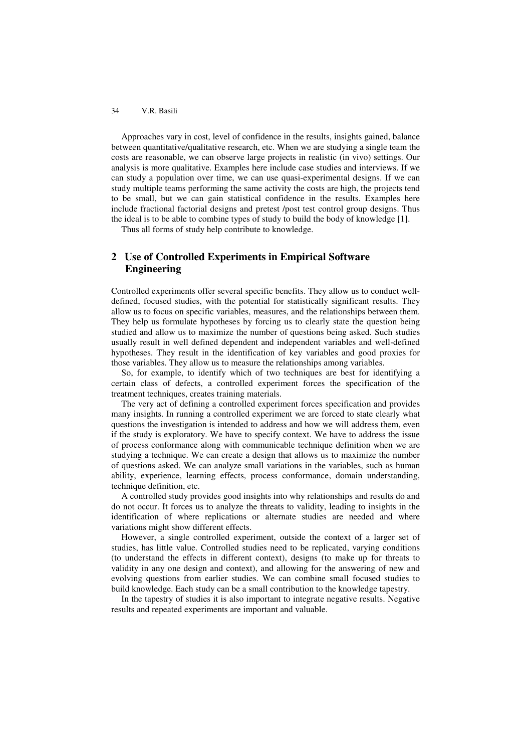Approaches vary in cost, level of confidence in the results, insights gained, balance between quantitative/qualitative research, etc. When we are studying a single team the costs are reasonable, we can observe large projects in realistic (in vivo) settings. Our analysis is more qualitative. Examples here include case studies and interviews. If we can study a population over time, we can use quasi-experimental designs. If we can study multiple teams performing the same activity the costs are high, the projects tend to be small, but we can gain statistical confidence in the results. Examples here include fractional factorial designs and pretest /post test control group designs. Thus the ideal is to be able to combine types of study to build the body of knowledge [1].

Thus all forms of study help contribute to knowledge.

## 2 Use of Controlled Experiments in Empirical Software Engineering

Controlled experiments offer several specific benefits. They allow us to conduct well-defined, focused studies, with the potential for statistically significant results. They allow us to focus on specific variables, measures, and the relationships between them. They help us formulate hypotheses by forcing us to clearly state the question being studied and allow us to maximize the number of questions being asked. Such studies usually result in well defined dependent and independent variables and well-defined hypotheses. They result in the identification of key variables and good proxies for those variables. They allow us to measure the relationships among variables.

So, for example, to identify which of two techniques are best for identifying a certain class of defects, a controlled experiment forces the specification of the treatment techniques, creates training materials.

The very act of defining a controlled experiment forces specification and provides many insights. In running a controlled experiment we are forced to state clearly what questions the investigation is intended to address and how we will address them, even if the study is exploratory. We have to specify context. We have to address the issue of process conformance along with communicable technique definition when we are studying a technique. We can create a design that allows us to maximize the number of questions asked. We can analyze small variations in the variables, such as human ability, experience, learning effects, process conformance, domain understanding, technique definition, etc.

A controlled study provides good insights into why relationships and results do and do not occur. It forces us to analyze the threats to validity, leading to insights in the identification of where replications or alternate studies are needed and where variations might show different effects.

However, a single controlled experiment, outside the context of a larger set of studies, has little value. Controlled studies need to be replicated, varying conditions (to understand the effects in different context), designs (to make up for threats to validity in any one design and context), and allowing for the answering of new and evolving questions from earlier studies. We can combine small focused studies to build knowledge. Each study can be a small contribution to the knowledge tapestry.

In the tapestry of studies it is also important to integrate negative results. Negative results and repeated experiments are important and valuable.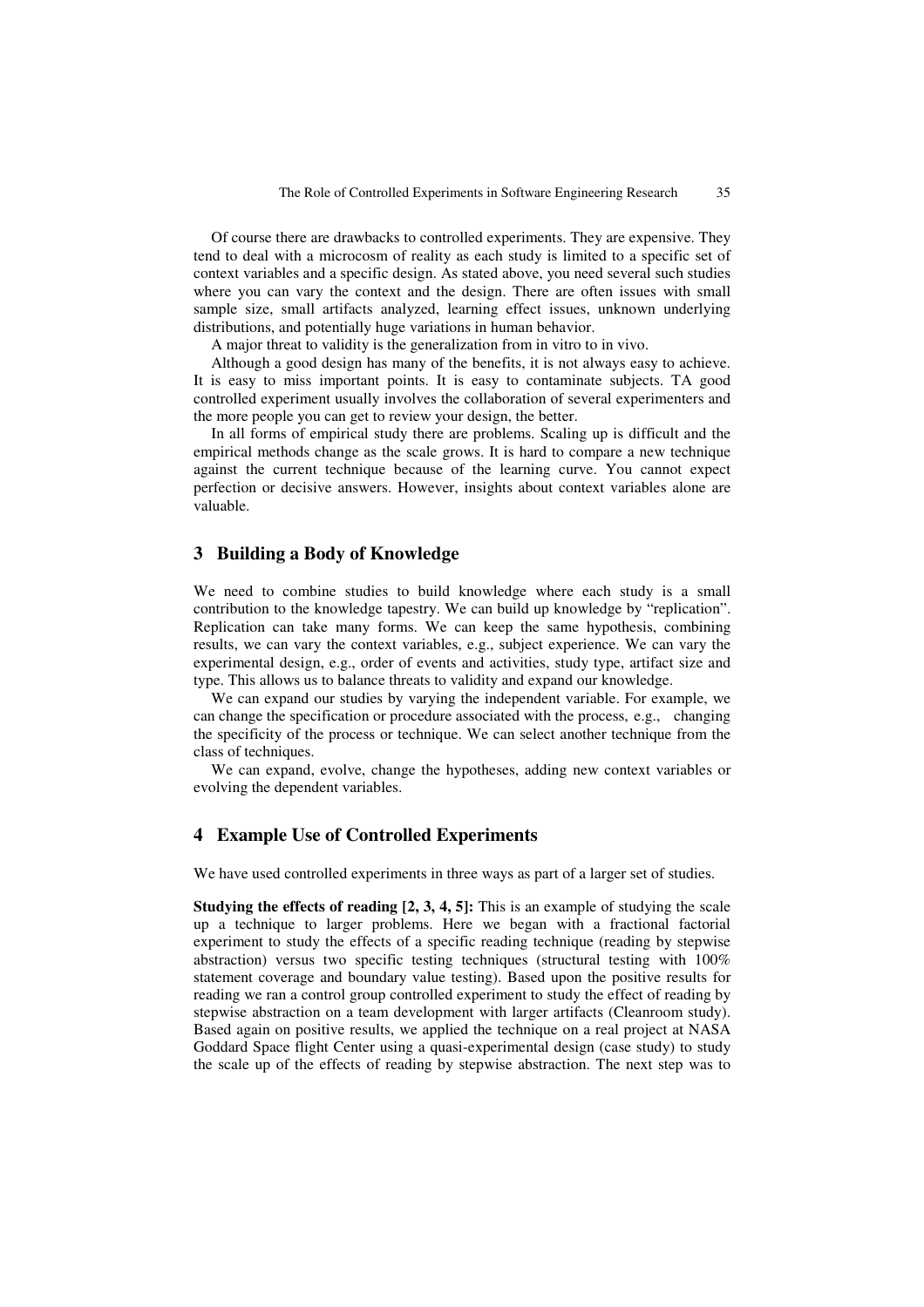Of course there are drawbacks to controlled experiments. They are expensive. They tend to deal with a microcosm of reality as each study is limited to a specific set of context variables and a specific design. As stated above, you need several such studies where you can vary the context and the design. There are often issues with small sample size, small artifacts analyzed, learning effect issues, unknown underlying distributions, and potentially huge variations in human behavior.

A major threat to validity is the generalization from in vitro to in vivo.

Although a good design has many of the benefits, it is not always easy to achieve. It is easy to miss important points. It is easy to contaminate subjects. TA good controlled experiment usually involves the collaboration of several experimenters and the more people you can get to review your design, the better.

In all forms of empirical study there are problems. Scaling up is difficult and the empirical methods change as the scale grows. It is hard to compare a new technique against the current technique because of the learning curve. You cannot expect perfection or decisive answers. However, insights about context variables alone are valuable.

## 3 Building a Body of Knowledge

We need to combine studies to build knowledge where each study is a small contribution to the knowledge tapestry. We can build up knowledge by "replication". Replication can take many forms. We can keep the same hypothesis, combining results, we can vary the context variables, e.g., subject experience. We can vary the experimental design, e.g., order of events and activities, study type, artifact size and type. This allows us to balance threats to validity and expand our knowledge.

We can expand our studies by varying the independent variable. For example, we can change the specification or procedure associated with the process, e.g., changing the specificity of the process or technique. We can select another technique from the class of techniques.

We can expand, evolve, change the hypotheses, adding new context variables or evolving the dependent variables.

## 4 Example Use of Controlled Experiments

We have used controlled experiments in three ways as part of a larger set of studies.

**Studying the effects of reading [2, 3, 4, 5]:** This is an example of studying the scale up a technique to larger problems. Here we began with a fractional factorial experiment to study the effects of a specific reading technique (reading by stepwise abstraction) versus two specific testing techniques (structural testing with 100% statement coverage and boundary value testing). Based upon the positive results for reading we ran a control group controlled experiment to study the effect of reading by stepwise abstraction on a team development with larger artifacts (Cleanroom study). Based again on positive results, we applied the technique on a real project at NASA Goddard Space flight Center using a quasi-experimental design (case study) to study the scale up of the effects of reading by stepwise abstraction. The next step was to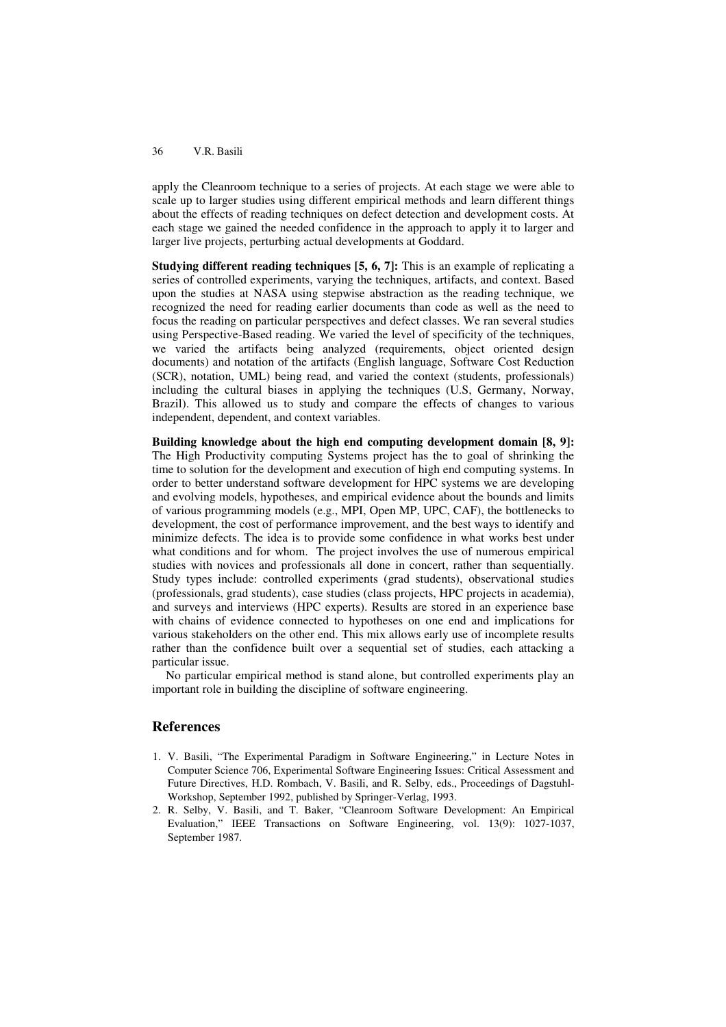apply the Cleanroom technique to a series of projects. At each stage we were able to scale up to larger studies using different empirical methods and learn different things about the effects of reading techniques on defect detection and development costs. At each stage we gained the needed confidence in the approach to apply it to larger and larger live projects, perturbing actual developments at Goddard.

**Studying different reading techniques [5, 6, 7]:** This is an example of replicating a series of controlled experiments, varying the techniques, artifacts, and context. Based upon the studies at NASA using stepwise abstraction as the reading technique, we recognized the need for reading earlier documents than code as well as the need to focus the reading on particular perspectives and defect classes. We ran several studies using Perspective-Based reading. We varied the level of specificity of the techniques, we varied the artifacts being analyzed (requirements, object oriented design documents) and notation of the artifacts (English language, Software Cost Reduction (SCR), notation, UML) being read, and varied the context (students, professionals) including the cultural biases in applying the techniques (U.S, Germany, Norway, Brazil). This allowed us to study and compare the effects of changes to various independent, dependent, and context variables.

**Building knowledge about the high end computing development domain [8, 9]:** The High Productivity computing Systems project has the to goal of shrinking the time to solution for the development and execution of high end computing systems. In order to better understand software development for HPC systems we are developing and evolving models, hypotheses, and empirical evidence about the bounds and limits of various programming models (e.g., MPI, Open MP, UPC, CAF), the bottlenecks to development, the cost of performance improvement, and the best ways to identify and minimize defects. The idea is to provide some confidence in what works best under what conditions and for whom. The project involves the use of numerous empirical studies with novices and professionals all done in concert, rather than sequentially. Study types include: controlled experiments (grad students), observational studies (professionals, grad students), case studies (class projects, HPC projects in academia), and surveys and interviews (HPC experts). Results are stored in an experience base with chains of evidence connected to hypotheses on one end and implications for various stakeholders on the other end. This mix allows early use of incomplete results rather than the confidence built over a sequential set of studies, each attacking a particular issue.

No particular empirical method is stand alone, but controlled experiments play an important role in building the discipline of software engineering.

## References

1. V. Basili, "The Experimental Paradigm in Software Engineering," in Lecture Notes in Computer Science 706, Experimental Software Engineering Issues: Critical Assessment and Future Directives, H.D. Rombach, V. Basili, and R. Selby, eds., Proceedings of Dagstuhl-Workshop, September 1992, published by Springer-Verlag, 1993.
2. R. Selby, V. Basili, and T. Baker, "Cleanroom Software Development: An Empirical Evaluation," IEEE Transactions on Software Engineering, vol. 13(9): 1027-1037, September 1987.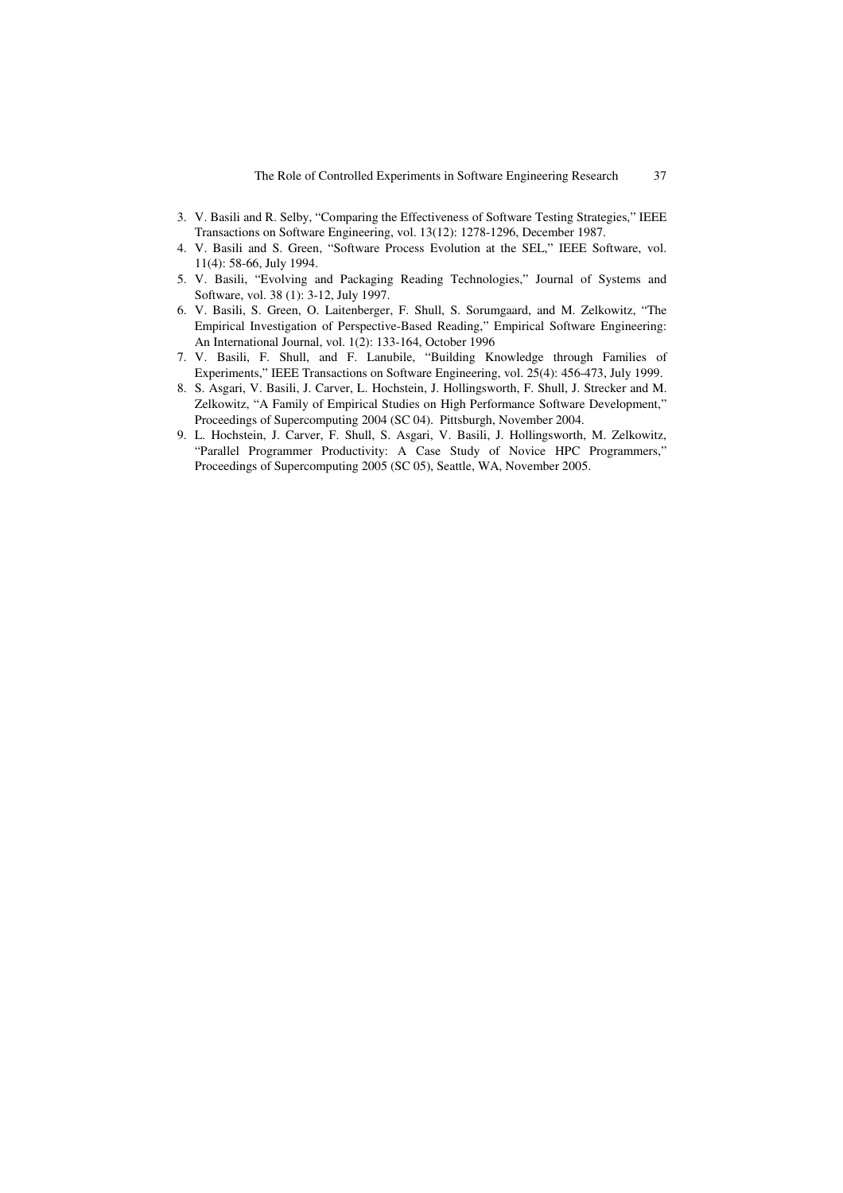3. V. Basili and R. Selby, "Comparing the Effectiveness of Software Testing Strategies," IEEE Transactions on Software Engineering, vol. 13(12): 1278-1296, December 1987.
4. V. Basili and S. Green, "Software Process Evolution at the SEL," IEEE Software, vol. 11(4): 58-66, July 1994.
5. V. Basili, "Evolving and Packaging Reading Technologies," Journal of Systems and Software, vol. 38 (1): 3-12, July 1997.
6. V. Basili, S. Green, O. Laitenberger, F. Shull, S. Sorumgaard, and M. Zelkowitz, "The Empirical Investigation of Perspective-Based Reading," Empirical Software Engineering: An International Journal, vol. 1(2): 133-164, October 1996
7. V. Basili, F. Shull, and F. Lanubile, "Building Knowledge through Families of Experiments," IEEE Transactions on Software Engineering, vol. 25(4): 456-473, July 1999.
8. S. Asgari, V. Basili, J. Carver, L. Hochstein, J. Hollingsworth, F. Shull, J. Strecker and M. Zelkowitz, "A Family of Empirical Studies on High Performance Software Development," Proceedings of Supercomputing 2004 (SC 04). Pittsburgh, November 2004.
9. L. Hochstein, J. Carver, F. Shull, S. Asgari, V. Basili, J. Hollingsworth, M. Zelkowitz, "Parallel Programmer Productivity: A Case Study of Novice HPC Programmers," Proceedings of Supercomputing 2005 (SC 05), Seattle, WA, November 2005.